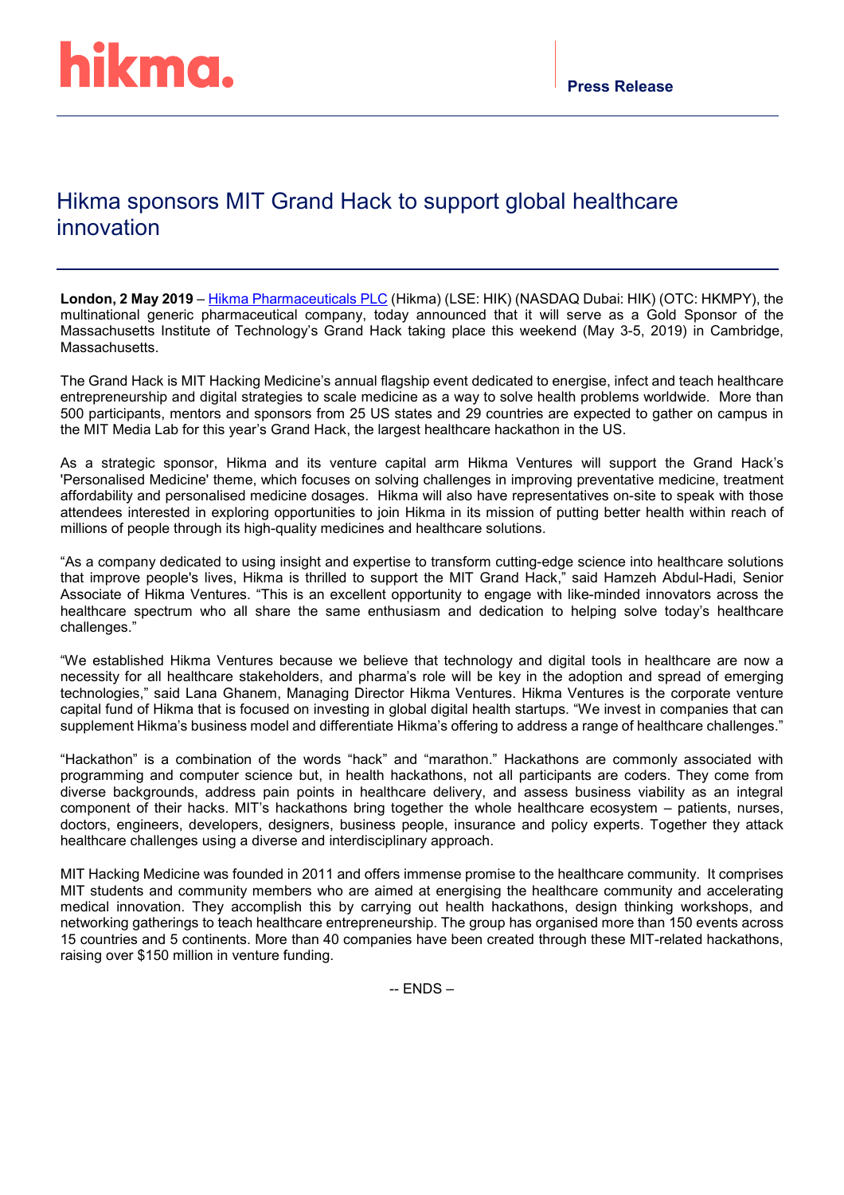hikma.

**Press Release**

# Hikma sponsors MIT Grand Hack to support global healthcare innovation

**London, 2 May 2019** – Hikma Pharmaceuticals PLC (Hikma) (LSE: HIK) (NASDAQ Dubai: HIK) (OTC: HKMPY), the multinational generic pharmaceutical company, today announced that it will serve as a Gold Sponsor of the Massachusetts Institute of Technology's Grand Hack taking place this weekend (May 3-5, 2019) in Cambridge, Massachusetts.

The Grand Hack is MIT Hacking Medicine's annual flagship event dedicated to energise, infect and teach healthcare entrepreneurship and digital strategies to scale medicine as a way to solve health problems worldwide. More than 500 participants, mentors and sponsors from 25 US states and 29 countries are expected to gather on campus in the MIT Media Lab for this year's Grand Hack, the largest healthcare hackathon in the US.

As a strategic sponsor, Hikma and its venture capital arm Hikma Ventures will support the Grand Hack's 'Personalised Medicine' theme, which focuses on solving challenges in improving preventative medicine, treatment affordability and personalised medicine dosages. Hikma will also have representatives on-site to speak with those attendees interested in exploring opportunities to join Hikma in its mission of putting better health within reach of millions of people through its high-quality medicines and healthcare solutions.

"As a company dedicated to using insight and expertise to transform cutting-edge science into healthcare solutions that improve people's lives, Hikma is thrilled to support the MIT Grand Hack," said Hamzeh Abdul-Hadi, Senior Associate of Hikma Ventures. "This is an excellent opportunity to engage with like-minded innovators across the healthcare spectrum who all share the same enthusiasm and dedication to helping solve today's healthcare challenges."

"We established Hikma Ventures because we believe that technology and digital tools in healthcare are now a necessity for all healthcare stakeholders, and pharma's role will be key in the adoption and spread of emerging technologies," said Lana Ghanem, Managing Director Hikma Ventures. Hikma Ventures is the corporate venture capital fund of Hikma that is focused on investing in global digital health startups. "We invest in companies that can supplement Hikma's business model and differentiate Hikma's offering to address a range of healthcare challenges."

"Hackathon" is a combination of the words "hack" and "marathon." Hackathons are commonly associated with programming and computer science but, in health hackathons, not all participants are coders. They come from diverse backgrounds, address pain points in healthcare delivery, and assess business viability as an integral component of their hacks. MIT's hackathons bring together the whole healthcare ecosystem – patients, nurses, doctors, engineers, developers, designers, business people, insurance and policy experts. Together they attack healthcare challenges using a diverse and interdisciplinary approach.

MIT Hacking Medicine was founded in 2011 and offers immense promise to the healthcare community. It comprises MIT students and community members who are aimed at energising the healthcare community and accelerating medical innovation. They accomplish this by carrying out health hackathons, design thinking workshops, and networking gatherings to teach healthcare entrepreneurship. The group has organised more than 150 events across 15 countries and 5 continents. More than 40 companies have been created through these MIT-related hackathons, raising over $150 million in venture funding.

-- ENDS –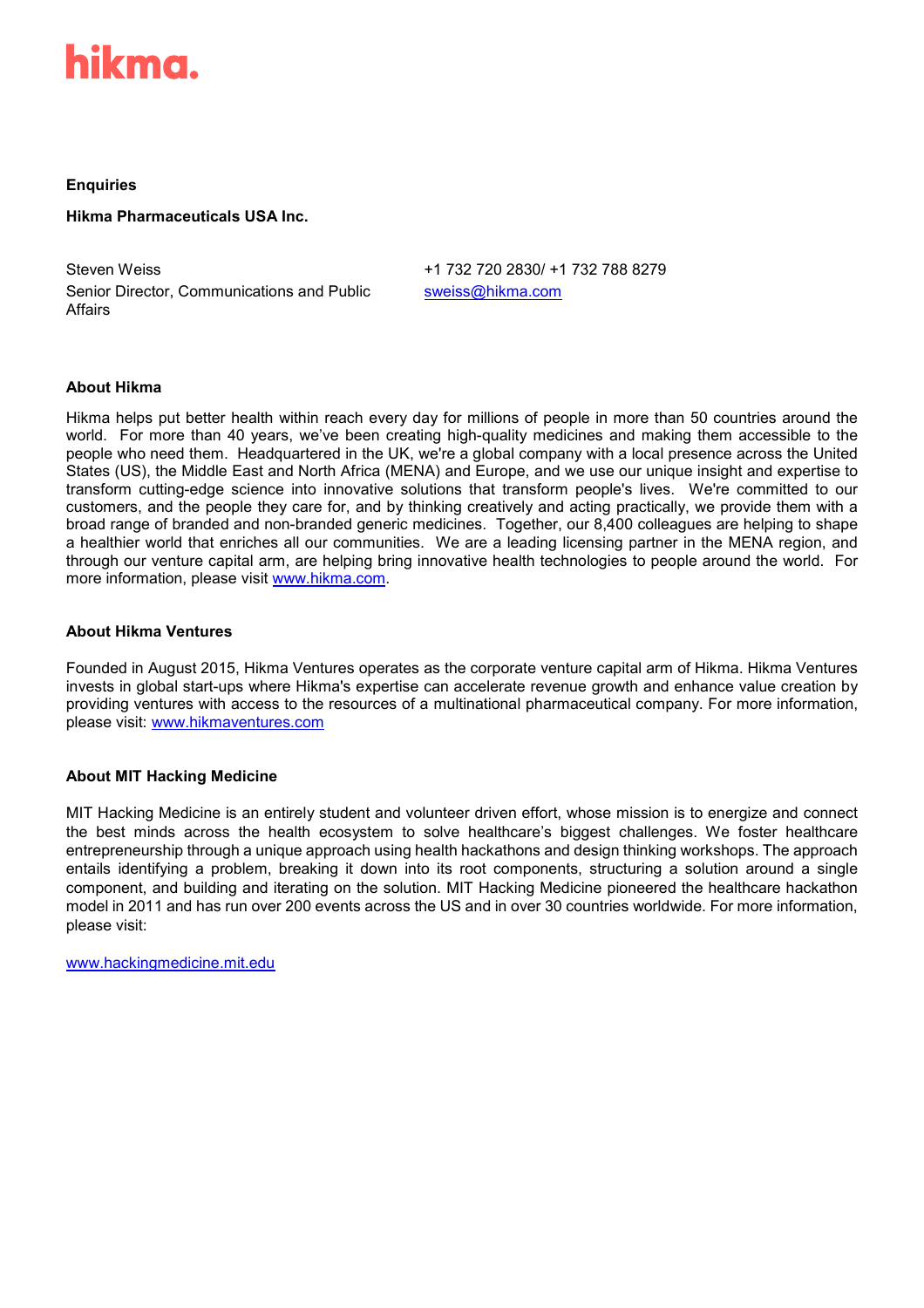hikma.

**Enquiries**

**Hikma Pharmaceuticals USA Inc.**

Steven Weiss
Senior Director, Communications and Public Affairs

+1 732 720 2830/ +1 732 788 8279
sweiss@hikma.com

**About Hikma**

Hikma helps put better health within reach every day for millions of people in more than 50 countries around the world. For more than 40 years, we've been creating high-quality medicines and making them accessible to the people who need them. Headquartered in the UK, we're a global company with a local presence across the United States (US), the Middle East and North Africa (MENA) and Europe, and we use our unique insight and expertise to transform cutting-edge science into innovative solutions that transform people's lives. We're committed to our customers, and the people they care for, and by thinking creatively and acting practically, we provide them with a broad range of branded and non-branded generic medicines. Together, our 8,400 colleagues are helping to shape a healthier world that enriches all our communities. We are a leading licensing partner in the MENA region, and through our venture capital arm, are helping bring innovative health technologies to people around the world. For more information, please visit www.hikma.com.

**About Hikma Ventures**

Founded in August 2015, Hikma Ventures operates as the corporate venture capital arm of Hikma. Hikma Ventures invests in global start-ups where Hikma's expertise can accelerate revenue growth and enhance value creation by providing ventures with access to the resources of a multinational pharmaceutical company. For more information, please visit: www.hikmaventures.com

**About MIT Hacking Medicine**

MIT Hacking Medicine is an entirely student and volunteer driven effort, whose mission is to energize and connect the best minds across the health ecosystem to solve healthcare's biggest challenges. We foster healthcare entrepreneurship through a unique approach using health hackathons and design thinking workshops. The approach entails identifying a problem, breaking it down into its root components, structuring a solution around a single component, and building and iterating on the solution. MIT Hacking Medicine pioneered the healthcare hackathon model in 2011 and has run over 200 events across the US and in over 30 countries worldwide. For more information, please visit:

www.hackingmedicine.mit.edu